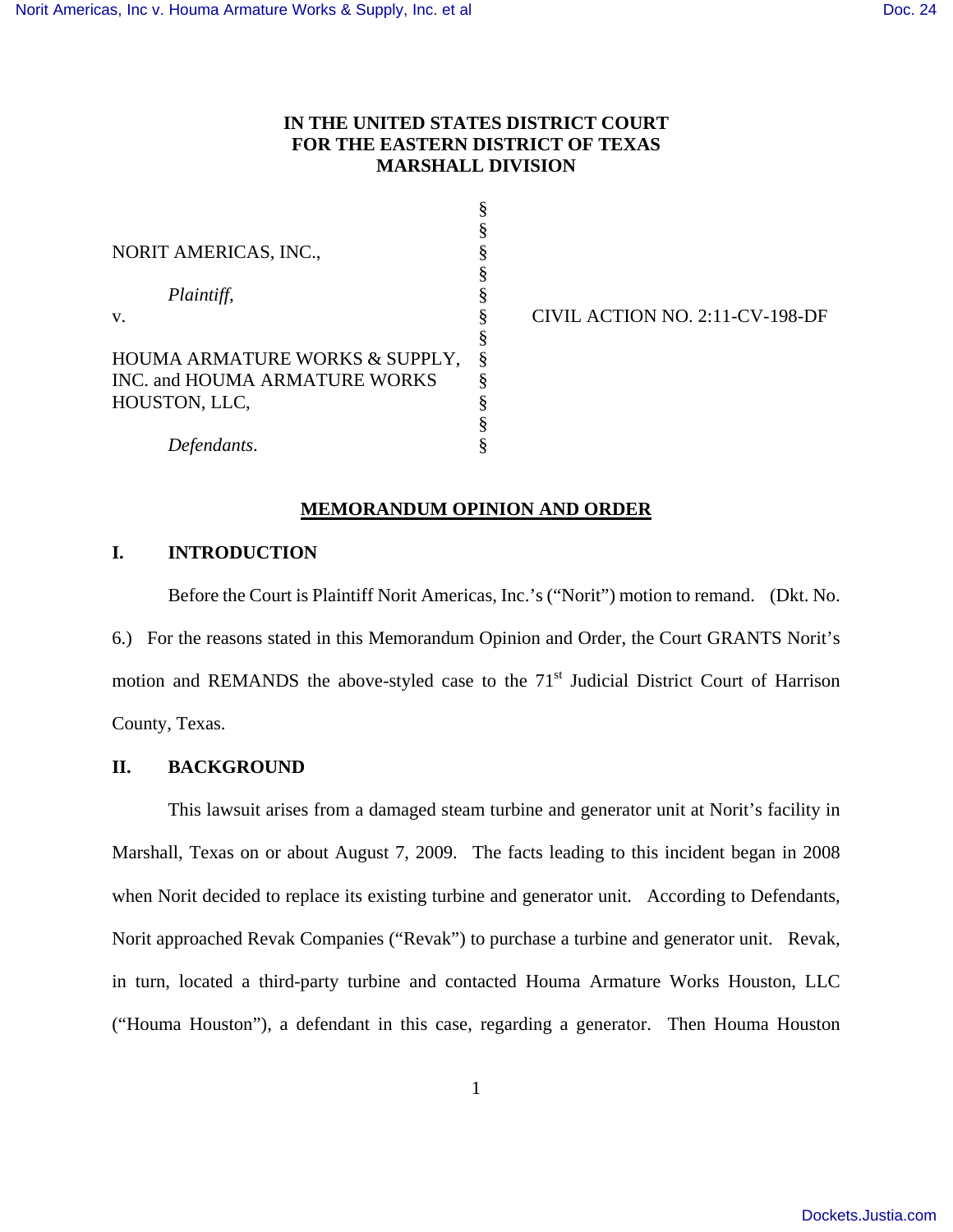**IN THE UNITED STATES DISTRICT COURT**
**FOR THE EASTERN DISTRICT OF TEXAS**
**MARSHALL DIVISION**

| | | |
|---|---|---|
| NORIT AMERICAS, INC., | § | |
| *Plaintiff,* | § | |
| v. | § | CIVIL ACTION NO. 2:11-CV-198-DF |
| HOUMA ARMATURE WORKS & SUPPLY, INC. and HOUMA ARMATURE WORKS HOUSTON, LLC, | § | |
| *Defendants*. | § | |

# MEMORANDUM OPINION AND ORDER

## I. INTRODUCTION

Before the Court is Plaintiff Norit Americas, Inc.'s ("Norit") motion to remand. (Dkt. No. 6.) For the reasons stated in this Memorandum Opinion and Order, the Court GRANTS Norit's motion and REMANDS the above-styled case to the 71st Judicial District Court of Harrison County, Texas.

## II. BACKGROUND

This lawsuit arises from a damaged steam turbine and generator unit at Norit's facility in Marshall, Texas on or about August 7, 2009. The facts leading to this incident began in 2008 when Norit decided to replace its existing turbine and generator unit. According to Defendants, Norit approached Revak Companies ("Revak") to purchase a turbine and generator unit. Revak, in turn, located a third-party turbine and contacted Houma Armature Works Houston, LLC ("Houma Houston"), a defendant in this case, regarding a generator. Then Houma Houston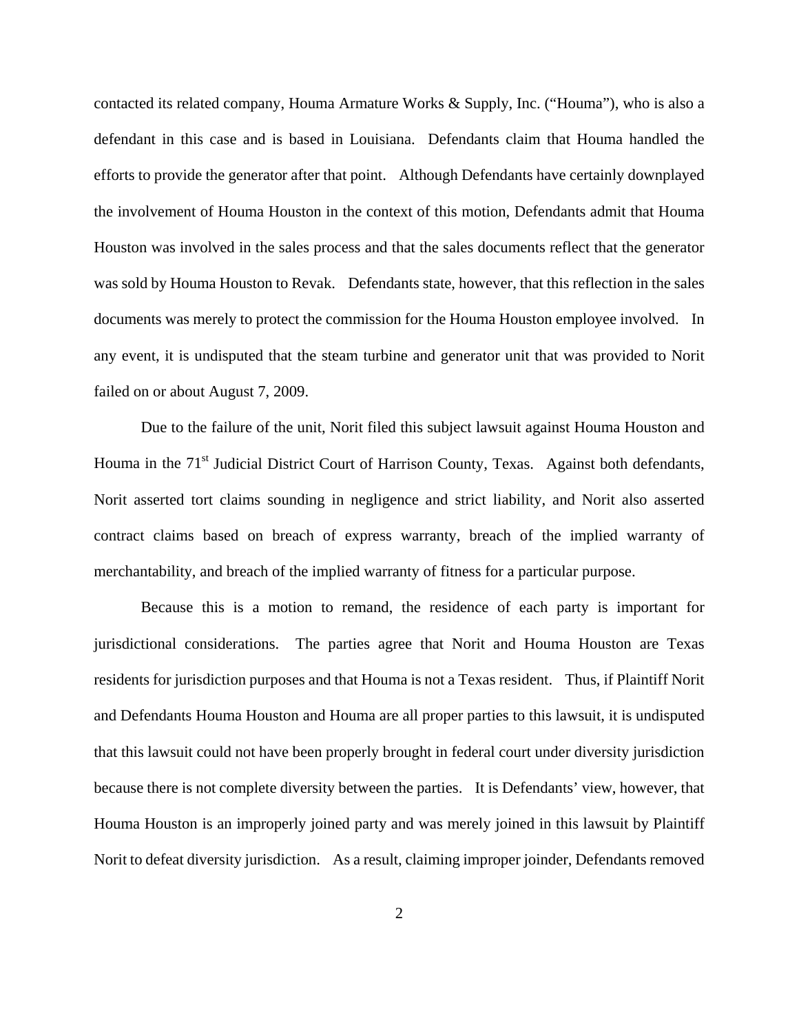contacted its related company, Houma Armature Works & Supply, Inc. ("Houma"), who is also a defendant in this case and is based in Louisiana. Defendants claim that Houma handled the efforts to provide the generator after that point. Although Defendants have certainly downplayed the involvement of Houma Houston in the context of this motion, Defendants admit that Houma Houston was involved in the sales process and that the sales documents reflect that the generator was sold by Houma Houston to Revak. Defendants state, however, that this reflection in the sales documents was merely to protect the commission for the Houma Houston employee involved. In any event, it is undisputed that the steam turbine and generator unit that was provided to Norit failed on or about August 7, 2009.

Due to the failure of the unit, Norit filed this subject lawsuit against Houma Houston and Houma in the 71st Judicial District Court of Harrison County, Texas. Against both defendants, Norit asserted tort claims sounding in negligence and strict liability, and Norit also asserted contract claims based on breach of express warranty, breach of the implied warranty of merchantability, and breach of the implied warranty of fitness for a particular purpose.

Because this is a motion to remand, the residence of each party is important for jurisdictional considerations. The parties agree that Norit and Houma Houston are Texas residents for jurisdiction purposes and that Houma is not a Texas resident. Thus, if Plaintiff Norit and Defendants Houma Houston and Houma are all proper parties to this lawsuit, it is undisputed that this lawsuit could not have been properly brought in federal court under diversity jurisdiction because there is not complete diversity between the parties. It is Defendants' view, however, that Houma Houston is an improperly joined party and was merely joined in this lawsuit by Plaintiff Norit to defeat diversity jurisdiction. As a result, claiming improper joinder, Defendants removed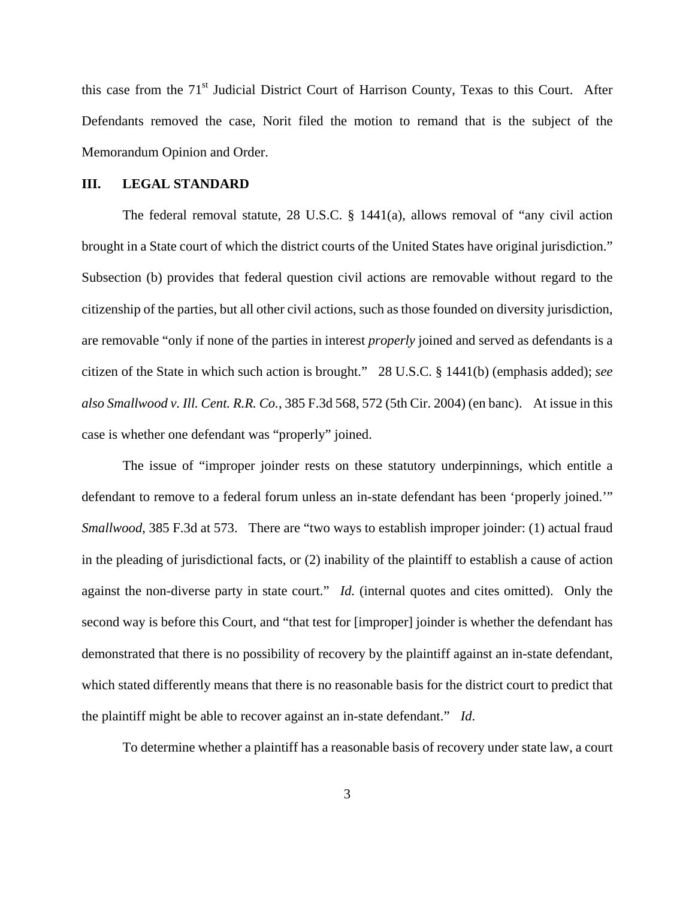this case from the 71st Judicial District Court of Harrison County, Texas to this Court. After Defendants removed the case, Norit filed the motion to remand that is the subject of the Memorandum Opinion and Order.

## III. LEGAL STANDARD

The federal removal statute, 28 U.S.C. § 1441(a), allows removal of "any civil action brought in a State court of which the district courts of the United States have original jurisdiction." Subsection (b) provides that federal question civil actions are removable without regard to the citizenship of the parties, but all other civil actions, such as those founded on diversity jurisdiction, are removable "only if none of the parties in interest *properly* joined and served as defendants is a citizen of the State in which such action is brought." 28 U.S.C. § 1441(b) (emphasis added); *see also Smallwood v. Ill. Cent. R.R. Co.*, 385 F.3d 568, 572 (5th Cir. 2004) (en banc). At issue in this case is whether one defendant was "properly" joined.

The issue of "improper joinder rests on these statutory underpinnings, which entitle a defendant to remove to a federal forum unless an in-state defendant has been 'properly joined.'" *Smallwood*, 385 F.3d at 573. There are "two ways to establish improper joinder: (1) actual fraud in the pleading of jurisdictional facts, or (2) inability of the plaintiff to establish a cause of action against the non-diverse party in state court." *Id.* (internal quotes and cites omitted). Only the second way is before this Court, and "that test for [improper] joinder is whether the defendant has demonstrated that there is no possibility of recovery by the plaintiff against an in-state defendant, which stated differently means that there is no reasonable basis for the district court to predict that the plaintiff might be able to recover against an in-state defendant." *Id.*

To determine whether a plaintiff has a reasonable basis of recovery under state law, a court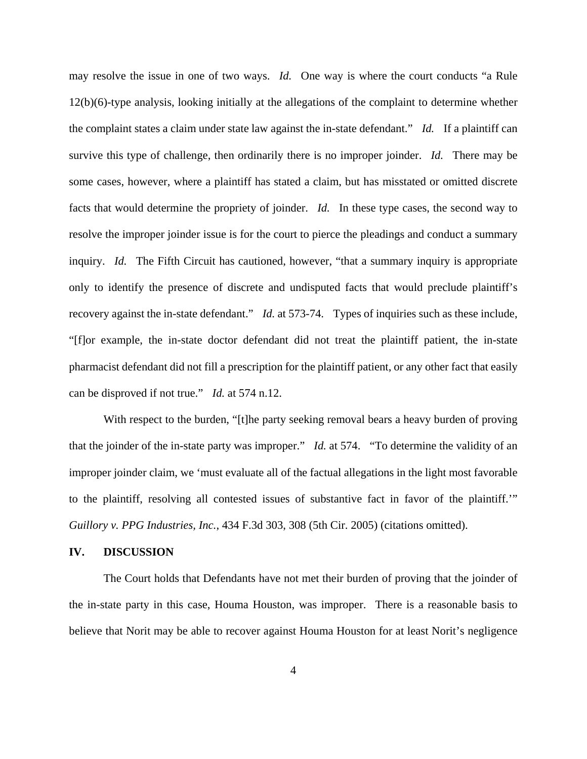may resolve the issue in one of two ways. *Id.* One way is where the court conducts "a Rule 12(b)(6)-type analysis, looking initially at the allegations of the complaint to determine whether the complaint states a claim under state law against the in-state defendant." *Id.* If a plaintiff can survive this type of challenge, then ordinarily there is no improper joinder. *Id.* There may be some cases, however, where a plaintiff has stated a claim, but has misstated or omitted discrete facts that would determine the propriety of joinder. *Id.* In these type cases, the second way to resolve the improper joinder issue is for the court to pierce the pleadings and conduct a summary inquiry. *Id.* The Fifth Circuit has cautioned, however, "that a summary inquiry is appropriate only to identify the presence of discrete and undisputed facts that would preclude plaintiff's recovery against the in-state defendant." *Id.* at 573-74. Types of inquiries such as these include, "[f]or example, the in-state doctor defendant did not treat the plaintiff patient, the in-state pharmacist defendant did not fill a prescription for the plaintiff patient, or any other fact that easily can be disproved if not true." *Id.* at 574 n.12.

With respect to the burden, "[t]he party seeking removal bears a heavy burden of proving that the joinder of the in-state party was improper." *Id.* at 574. "To determine the validity of an improper joinder claim, we 'must evaluate all of the factual allegations in the light most favorable to the plaintiff, resolving all contested issues of substantive fact in favor of the plaintiff.'" *Guillory v. PPG Industries, Inc.*, 434 F.3d 303, 308 (5th Cir. 2005) (citations omitted).

## IV. DISCUSSION

The Court holds that Defendants have not met their burden of proving that the joinder of the in-state party in this case, Houma Houston, was improper. There is a reasonable basis to believe that Norit may be able to recover against Houma Houston for at least Norit's negligence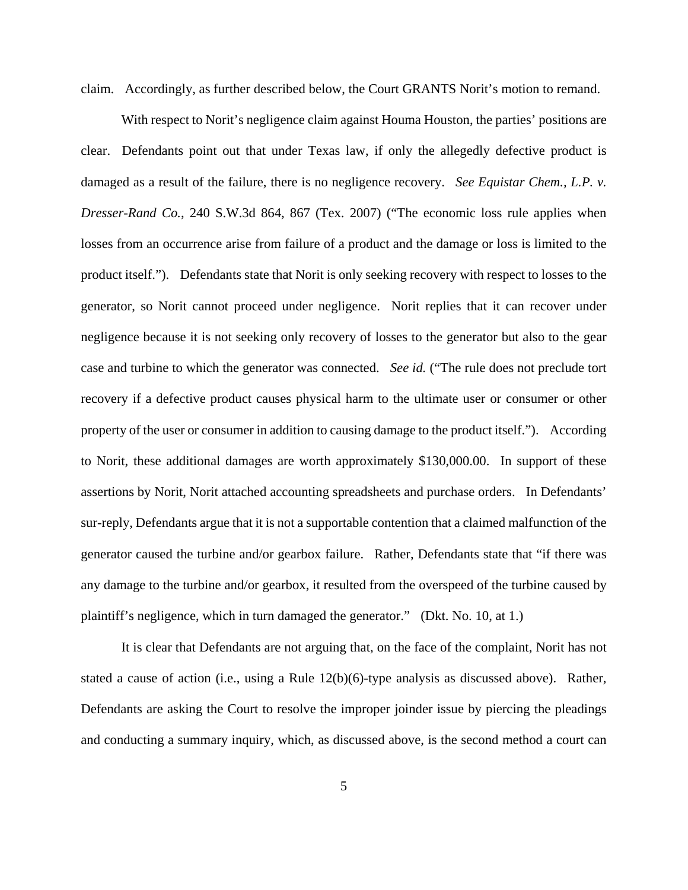claim. Accordingly, as further described below, the Court GRANTS Norit's motion to remand.

With respect to Norit's negligence claim against Houma Houston, the parties' positions are clear. Defendants point out that under Texas law, if only the allegedly defective product is damaged as a result of the failure, there is no negligence recovery. *See Equistar Chem., L.P. v. Dresser-Rand Co.*, 240 S.W.3d 864, 867 (Tex. 2007) ("The economic loss rule applies when losses from an occurrence arise from failure of a product and the damage or loss is limited to the product itself."). Defendants state that Norit is only seeking recovery with respect to losses to the generator, so Norit cannot proceed under negligence. Norit replies that it can recover under negligence because it is not seeking only recovery of losses to the generator but also to the gear case and turbine to which the generator was connected. *See id.* ("The rule does not preclude tort recovery if a defective product causes physical harm to the ultimate user or consumer or other property of the user or consumer in addition to causing damage to the product itself."). According to Norit, these additional damages are worth approximately $130,000.00. In support of these assertions by Norit, Norit attached accounting spreadsheets and purchase orders. In Defendants' sur-reply, Defendants argue that it is not a supportable contention that a claimed malfunction of the generator caused the turbine and/or gearbox failure. Rather, Defendants state that "if there was any damage to the turbine and/or gearbox, it resulted from the overspeed of the turbine caused by plaintiff's negligence, which in turn damaged the generator." (Dkt. No. 10, at 1.)

It is clear that Defendants are not arguing that, on the face of the complaint, Norit has not stated a cause of action (i.e., using a Rule 12(b)(6)-type analysis as discussed above). Rather, Defendants are asking the Court to resolve the improper joinder issue by piercing the pleadings and conducting a summary inquiry, which, as discussed above, is the second method a court can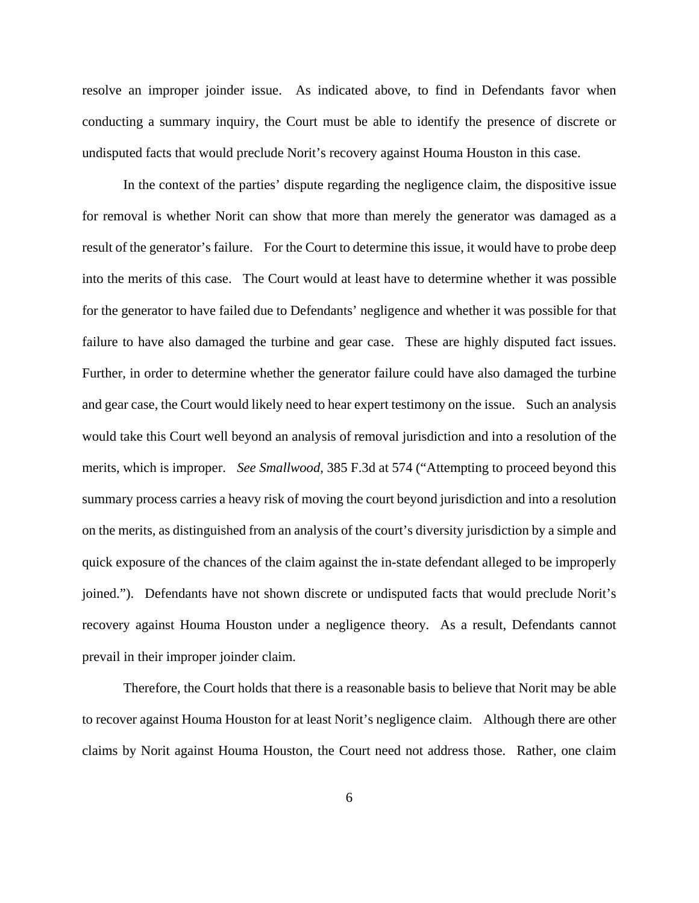resolve an improper joinder issue. As indicated above, to find in Defendants favor when conducting a summary inquiry, the Court must be able to identify the presence of discrete or undisputed facts that would preclude Norit's recovery against Houma Houston in this case.

In the context of the parties' dispute regarding the negligence claim, the dispositive issue for removal is whether Norit can show that more than merely the generator was damaged as a result of the generator's failure. For the Court to determine this issue, it would have to probe deep into the merits of this case. The Court would at least have to determine whether it was possible for the generator to have failed due to Defendants' negligence and whether it was possible for that failure to have also damaged the turbine and gear case. These are highly disputed fact issues. Further, in order to determine whether the generator failure could have also damaged the turbine and gear case, the Court would likely need to hear expert testimony on the issue. Such an analysis would take this Court well beyond an analysis of removal jurisdiction and into a resolution of the merits, which is improper. *See Smallwood*, 385 F.3d at 574 ("Attempting to proceed beyond this summary process carries a heavy risk of moving the court beyond jurisdiction and into a resolution on the merits, as distinguished from an analysis of the court's diversity jurisdiction by a simple and quick exposure of the chances of the claim against the in-state defendant alleged to be improperly joined."). Defendants have not shown discrete or undisputed facts that would preclude Norit's recovery against Houma Houston under a negligence theory. As a result, Defendants cannot prevail in their improper joinder claim.

Therefore, the Court holds that there is a reasonable basis to believe that Norit may be able to recover against Houma Houston for at least Norit's negligence claim. Although there are other claims by Norit against Houma Houston, the Court need not address those. Rather, one claim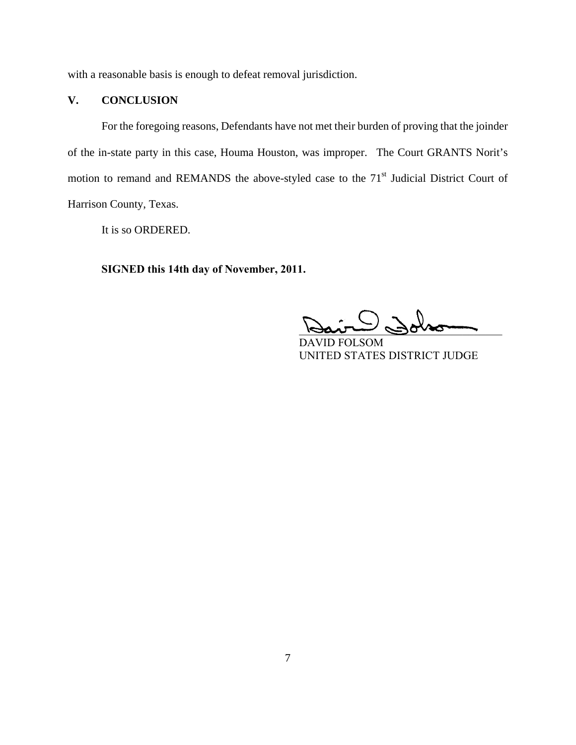with a reasonable basis is enough to defeat removal jurisdiction.

## V. CONCLUSION

For the foregoing reasons, Defendants have not met their burden of proving that the joinder of the in-state party in this case, Houma Houston, was improper. The Court GRANTS Norit's motion to remand and REMANDS the above-styled case to the 71st Judicial District Court of Harrison County, Texas.

It is so ORDERED.

**SIGNED this 14th day of November, 2011.**

DAVID FOLSOM
UNITED STATES DISTRICT JUDGE